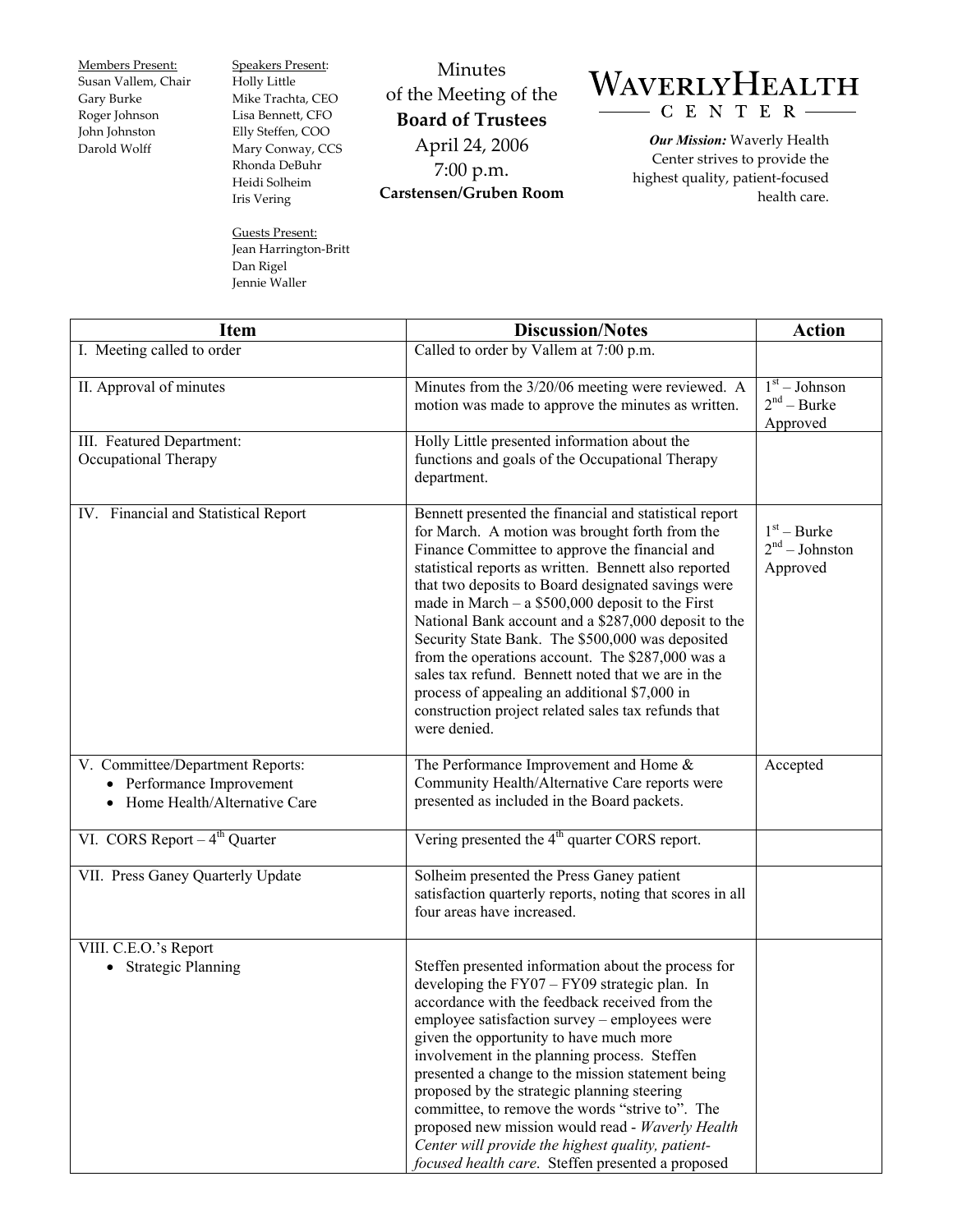**Members Present:**
Susan Vallem, Chair
Gary Burke
Roger Johnson
John Johnston
Darold Wolff

**Speakers Present:**
Holly Little
Mike Trachta, CEO
Lisa Bennett, CFO
Elly Steffen, COO
Mary Conway, CCS
Rhonda DeBuhr
Heidi Solheim
Iris Vering

**Guests Present:**
Jean Harrington-Britt
Dan Rigel
Jennie Waller

# Minutes of the Meeting of the **Board of Trustees**

April 24, 2006
7:00 p.m.
**Carstensen/Gruben Room**

**WAVERLY HEALTH CENTER**

***Our Mission:*** Waverly Health Center strives to provide the highest quality, patient-focused health care.

| Item | Discussion/Notes | Action |
|---|---|---|
| I. Meeting called to order | Called to order by Vallem at 7:00 p.m. | |
| II. Approval of minutes | Minutes from the 3/20/06 meeting were reviewed. A motion was made to approve the minutes as written. | 1st – Johnson<br>2nd – Burke<br>Approved |
| III. Featured Department: Occupational Therapy | Holly Little presented information about the functions and goals of the Occupational Therapy department. | |
| IV. Financial and Statistical Report | Bennett presented the financial and statistical report for March. A motion was brought forth from the Finance Committee to approve the financial and statistical reports as written. Bennett also reported that two deposits to Board designated savings were made in March – a $500,000 deposit to the First National Bank account and a $287,000 deposit to the Security State Bank. The $500,000 was deposited from the operations account. The $287,000 was a sales tax refund. Bennett noted that we are in the process of appealing an additional $7,000 in construction project related sales tax refunds that were denied. | 1st – Burke<br>2nd – Johnston<br>Approved |
| V. Committee/Department Reports:<br>• Performance Improvement<br>• Home Health/Alternative Care | The Performance Improvement and Home & Community Health/Alternative Care reports were presented as included in the Board packets. | Accepted |
| VI. CORS Report – 4th Quarter | Vering presented the 4th quarter CORS report. | |
| VII. Press Ganey Quarterly Update | Solheim presented the Press Ganey patient satisfaction quarterly reports, noting that scores in all four areas have increased. | |
| VIII. C.E.O.'s Report<br>• Strategic Planning | Steffen presented information about the process for developing the FY07 – FY09 strategic plan. In accordance with the feedback received from the employee satisfaction survey – employees were given the opportunity to have much more involvement in the planning process. Steffen presented a change to the mission statement being proposed by the strategic planning steering committee, to remove the words "strive to". The proposed new mission would read - *Waverly Health Center will provide the highest quality, patient-focused health care*. Steffen presented a proposed | |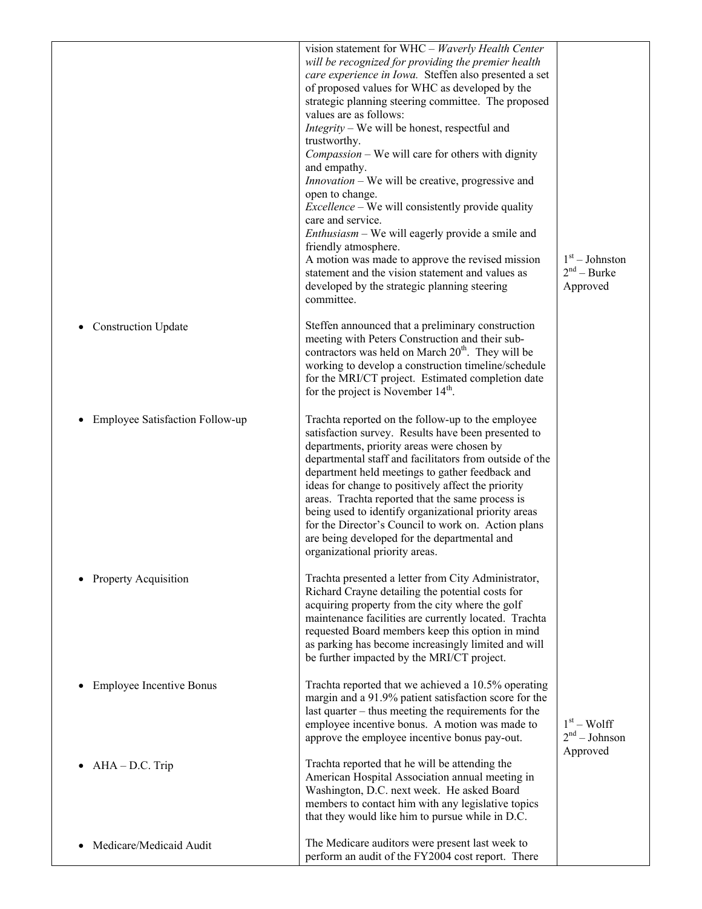| | | |
|---|---|---|
| | vision statement for WHC – *Waverly Health Center will be recognized for providing the premier health care experience in Iowa.* Steffen also presented a set of proposed values for WHC as developed by the strategic planning steering committee. The proposed values are as follows:<br>*Integrity* – We will be honest, respectful and trustworthy.<br>*Compassion* – We will care for others with dignity and empathy.<br>*Innovation* – We will be creative, progressive and open to change.<br>*Excellence* – We will consistently provide quality care and service.<br>*Enthusiasm* – We will eagerly provide a smile and friendly atmosphere.<br>A motion was made to approve the revised mission statement and the vision statement and values as developed by the strategic planning steering committee. | 1st – Johnston<br>2nd – Burke<br>Approved |
| • Construction Update | Steffen announced that a preliminary construction meeting with Peters Construction and their sub-contractors was held on March 20th. They will be working to develop a construction timeline/schedule for the MRI/CT project. Estimated completion date for the project is November 14th. | |
| • Employee Satisfaction Follow-up | Trachta reported on the follow-up to the employee satisfaction survey. Results have been presented to departments, priority areas were chosen by departmental staff and facilitators from outside of the department held meetings to gather feedback and ideas for change to positively affect the priority areas. Trachta reported that the same process is being used to identify organizational priority areas for the Director's Council to work on. Action plans are being developed for the departmental and organizational priority areas. | |
| • Property Acquisition | Trachta presented a letter from City Administrator, Richard Crayne detailing the potential costs for acquiring property from the city where the golf maintenance facilities are currently located. Trachta requested Board members keep this option in mind as parking has become increasingly limited and will be further impacted by the MRI/CT project. | |
| • Employee Incentive Bonus | Trachta reported that we achieved a 10.5% operating margin and a 91.9% patient satisfaction score for the last quarter – thus meeting the requirements for the employee incentive bonus. A motion was made to approve the employee incentive bonus pay-out. | 1st – Wolff<br>2nd – Johnson<br>Approved |
| • AHA – D.C. Trip | Trachta reported that he will be attending the American Hospital Association annual meeting in Washington, D.C. next week. He asked Board members to contact him with any legislative topics that they would like him to pursue while in D.C. | |
| • Medicare/Medicaid Audit | The Medicare auditors were present last week to perform an audit of the FY2004 cost report. There | |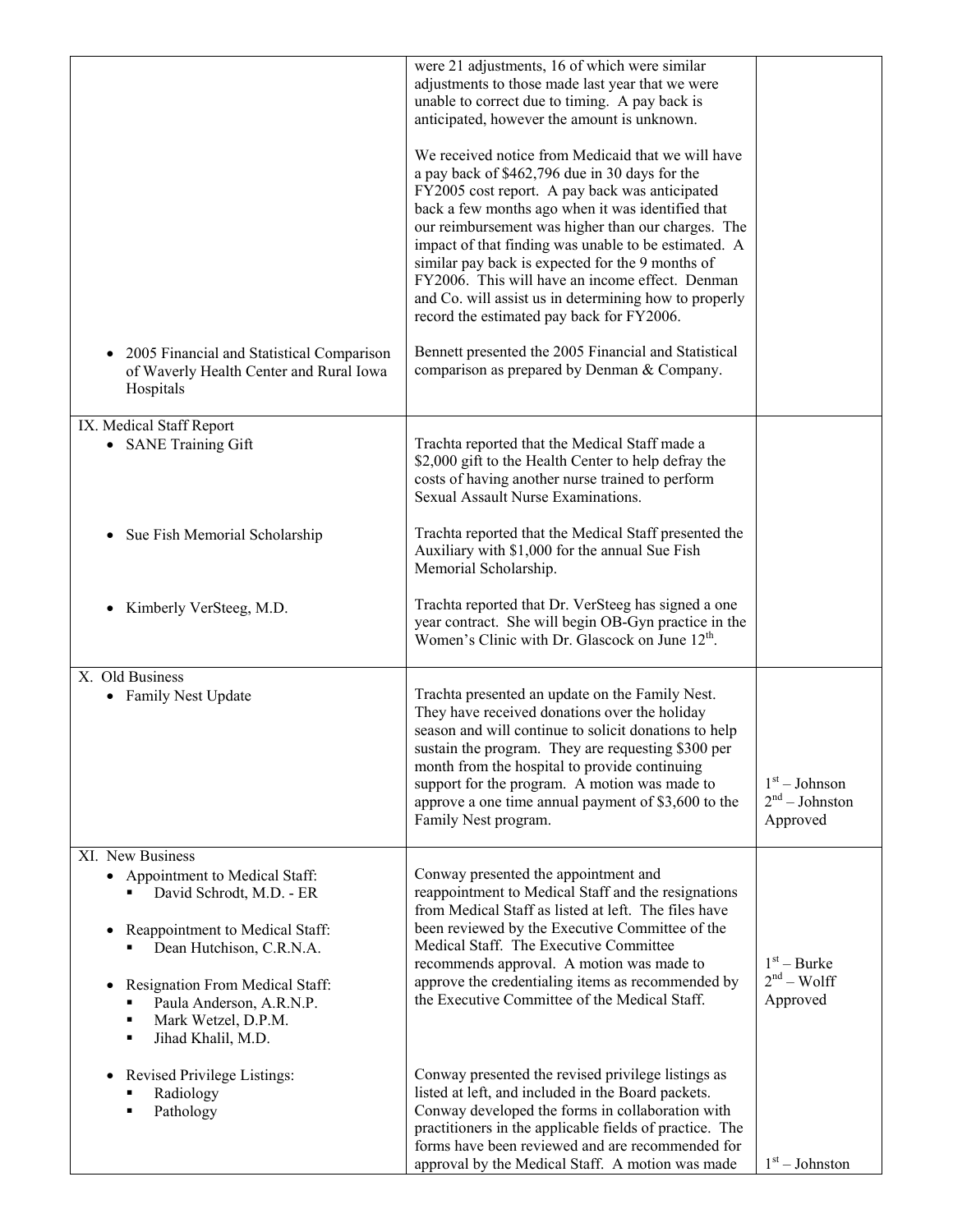| | | |
|---|---|---|
| | were 21 adjustments, 16 of which were similar adjustments to those made last year that we were unable to correct due to timing. A pay back is anticipated, however the amount is unknown.<br><br>We received notice from Medicaid that we will have a pay back of $462,796 due in 30 days for the FY2005 cost report. A pay back was anticipated back a few months ago when it was identified that our reimbursement was higher than our charges. The impact of that finding was unable to be estimated. A similar pay back is expected for the 9 months of FY2006. This will have an income effect. Denman and Co. will assist us in determining how to properly record the estimated pay back for FY2006. | |
| • 2005 Financial and Statistical Comparison of Waverly Health Center and Rural Iowa Hospitals | Bennett presented the 2005 Financial and Statistical comparison as prepared by Denman & Company. | |
| IX. Medical Staff Report<br>• SANE Training Gift | Trachta reported that the Medical Staff made a $2,000 gift to the Health Center to help defray the costs of having another nurse trained to perform Sexual Assault Nurse Examinations. | |
| • Sue Fish Memorial Scholarship | Trachta reported that the Medical Staff presented the Auxiliary with $1,000 for the annual Sue Fish Memorial Scholarship. | |
| • Kimberly VerSteeg, M.D. | Trachta reported that Dr. VerSteeg has signed a one year contract. She will begin OB-Gyn practice in the Women's Clinic with Dr. Glascock on June 12th. | |
| X. Old Business<br>• Family Nest Update | Trachta presented an update on the Family Nest. They have received donations over the holiday season and will continue to solicit donations to help sustain the program. They are requesting $300 per month from the hospital to provide continuing support for the program. A motion was made to approve a one time annual payment of $3,600 to the Family Nest program. | 1st – Johnson<br>2nd – Johnston<br>Approved |
| XI. New Business<br>• Appointment to Medical Staff:<br>▪ David Schrodt, M.D. - ER<br>• Reappointment to Medical Staff:<br>▪ Dean Hutchison, C.R.N.A.<br>• Resignation From Medical Staff:<br>▪ Paula Anderson, A.R.N.P.<br>▪ Mark Wetzel, D.P.M.<br>▪ Jihad Khalil, M.D. | Conway presented the appointment and reappointment to Medical Staff and the resignations from Medical Staff as listed at left. The files have been reviewed by the Executive Committee of the Medical Staff. The Executive Committee recommends approval. A motion was made to approve the credentialing items as recommended by the Executive Committee of the Medical Staff. | 1st – Burke<br>2nd – Wolff<br>Approved |
| • Revised Privilege Listings:<br>▪ Radiology<br>▪ Pathology | Conway presented the revised privilege listings as listed at left, and included in the Board packets. Conway developed the forms in collaboration with practitioners in the applicable fields of practice. The forms have been reviewed and are recommended for approval by the Medical Staff. A motion was made | 1st – Johnston |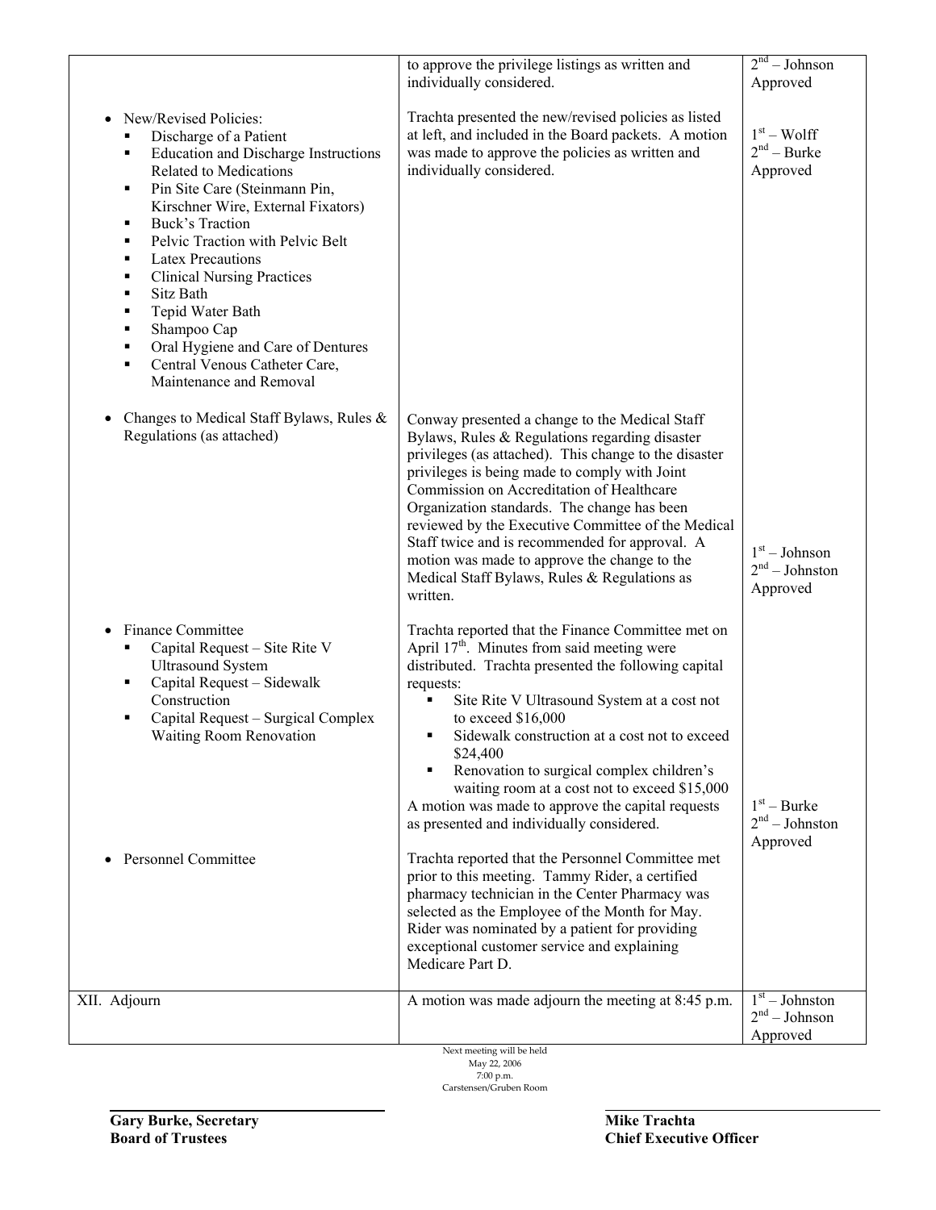| | | |
|---|---|---|
| | to approve the privilege listings as written and individually considered. | 2nd – Johnson<br>Approved |
| • New/Revised Policies:<br>▪ Discharge of a Patient<br>▪ Education and Discharge Instructions Related to Medications<br>▪ Pin Site Care (Steinmann Pin, Kirschner Wire, External Fixators)<br>▪ Buck's Traction<br>▪ Pelvic Traction with Pelvic Belt<br>▪ Latex Precautions<br>▪ Clinical Nursing Practices<br>▪ Sitz Bath<br>▪ Tepid Water Bath<br>▪ Shampoo Cap<br>▪ Oral Hygiene and Care of Dentures<br>▪ Central Venous Catheter Care, Maintenance and Removal | Trachta presented the new/revised policies as listed at left, and included in the Board packets. A motion was made to approve the policies as written and individually considered. | 1st – Wolff<br>2nd – Burke<br>Approved |
| • Changes to Medical Staff Bylaws, Rules & Regulations (as attached) | Conway presented a change to the Medical Staff Bylaws, Rules & Regulations regarding disaster privileges (as attached). This change to the disaster privileges is being made to comply with Joint Commission on Accreditation of Healthcare Organization standards. The change has been reviewed by the Executive Committee of the Medical Staff twice and is recommended for approval. A motion was made to approve the change to the Medical Staff Bylaws, Rules & Regulations as written. | 1st – Johnson<br>2nd – Johnston<br>Approved |
| • Finance Committee<br>▪ Capital Request – Site Rite V Ultrasound System<br>▪ Capital Request – Sidewalk Construction<br>▪ Capital Request – Surgical Complex Waiting Room Renovation | Trachta reported that the Finance Committee met on April 17th. Minutes from said meeting were distributed. Trachta presented the following capital requests:<br>▪ Site Rite V Ultrasound System at a cost not to exceed $16,000<br>▪ Sidewalk construction at a cost not to exceed $24,400<br>▪ Renovation to surgical complex children's waiting room at a cost not to exceed $15,000<br>A motion was made to approve the capital requests as presented and individually considered. | 1st – Burke<br>2nd – Johnston<br>Approved |
| • Personnel Committee | Trachta reported that the Personnel Committee met prior to this meeting. Tammy Rider, a certified pharmacy technician in the Center Pharmacy was selected as the Employee of the Month for May. Rider was nominated by a patient for providing exceptional customer service and explaining Medicare Part D. | |
| XII. Adjourn | A motion was made adjourn the meeting at 8:45 p.m. | 1st – Johnston<br>2nd – Johnson<br>Approved |

Next meeting will be held
May 22, 2006
7:00 p.m.
Carstensen/Gruben Room

**Gary Burke, Secretary**
**Board of Trustees**

**Mike Trachta**
**Chief Executive Officer**